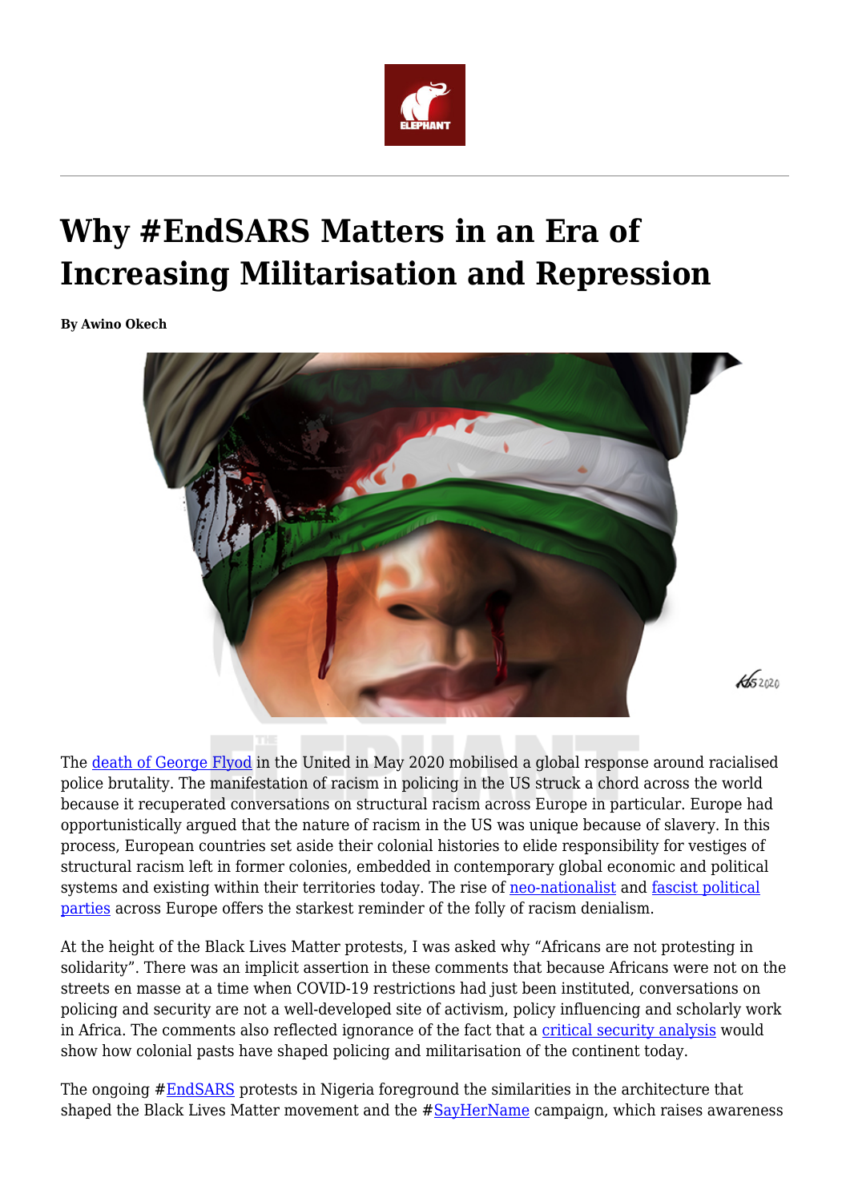# Why #EndSARS Matters in an Era of Increasing Militarisation and Repression

**By Awino Okech**

The death of George Flyod in the United in May 2020 mobilised a global response around racialised police brutality. The manifestation of racism in policing in the US struck a chord across the world because it recuperated conversations on structural racism across Europe in particular. Europe had opportunistically argued that the nature of racism in the US was unique because of slavery. In this process, European countries set aside their colonial histories to elide responsibility for vestiges of structural racism left in former colonies, embedded in contemporary global economic and political systems and existing within their territories today. The rise of neo-nationalist and fascist political parties across Europe offers the starkest reminder of the folly of racism denialism.

At the height of the Black Lives Matter protests, I was asked why "Africans are not protesting in solidarity". There was an implicit assertion in these comments that because Africans were not on the streets en masse at a time when COVID-19 restrictions had just been instituted, conversations on policing and security are not a well-developed site of activism, policy influencing and scholarly work in Africa. The comments also reflected ignorance of the fact that a critical security analysis would show how colonial pasts have shaped policing and militarisation of the continent today.

The ongoing #EndSARS protests in Nigeria foreground the similarities in the architecture that shaped the Black Lives Matter movement and the #SayHerName campaign, which raises awareness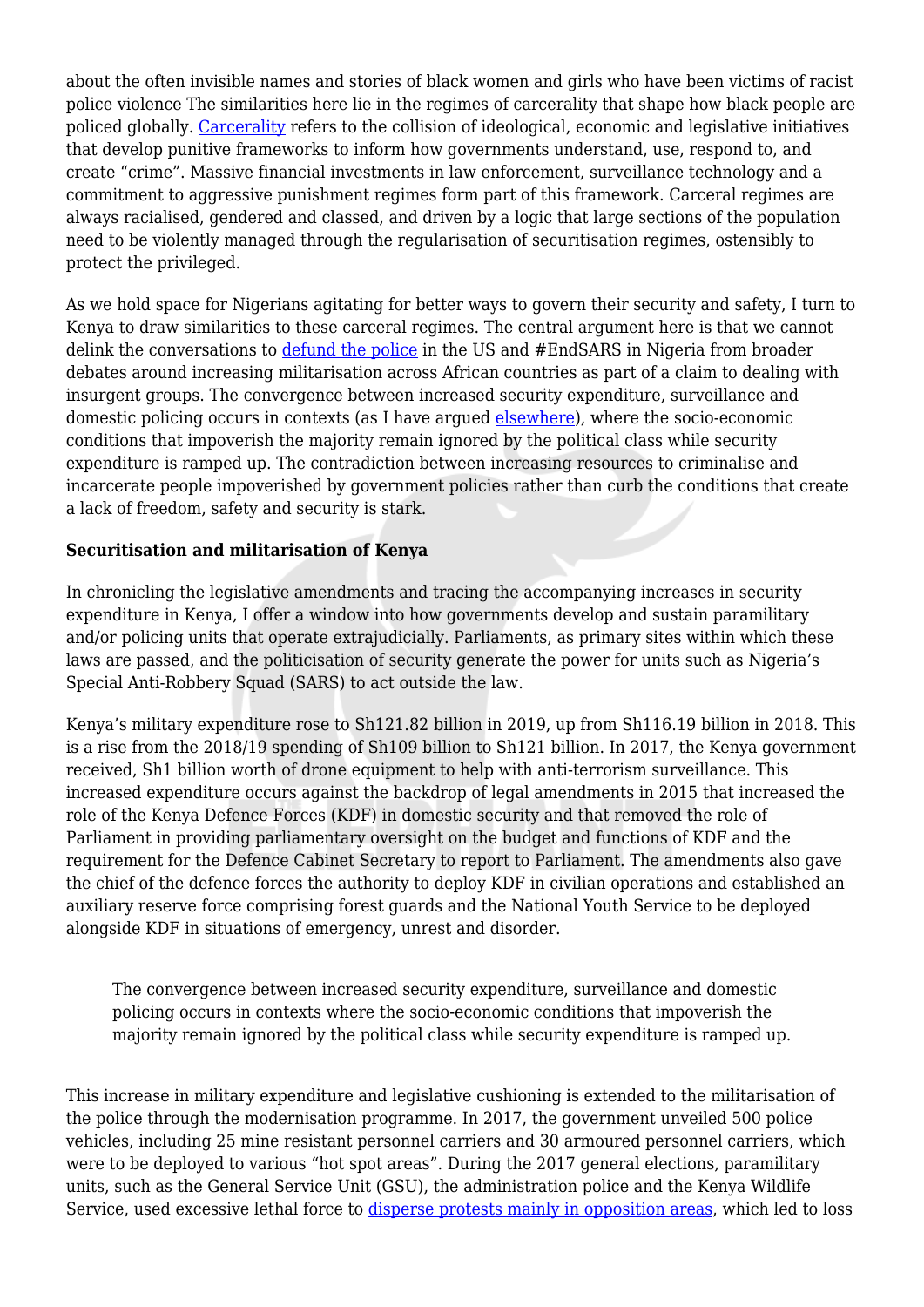about the often invisible names and stories of black women and girls who have been victims of racist police violence The similarities here lie in the regimes of carcerality that shape how black people are policed globally. Carcerality refers to the collision of ideological, economic and legislative initiatives that develop punitive frameworks to inform how governments understand, use, respond to, and create "crime". Massive financial investments in law enforcement, surveillance technology and a commitment to aggressive punishment regimes form part of this framework. Carceral regimes are always racialised, gendered and classed, and driven by a logic that large sections of the population need to be violently managed through the regularisation of securitisation regimes, ostensibly to protect the privileged.

As we hold space for Nigerians agitating for better ways to govern their security and safety, I turn to Kenya to draw similarities to these carceral regimes. The central argument here is that we cannot delink the conversations to defund the police in the US and #EndSARS in Nigeria from broader debates around increasing militarisation across African countries as part of a claim to dealing with insurgent groups. The convergence between increased security expenditure, surveillance and domestic policing occurs in contexts (as I have argued elsewhere), where the socio-economic conditions that impoverish the majority remain ignored by the political class while security expenditure is ramped up. The contradiction between increasing resources to criminalise and incarcerate people impoverished by government policies rather than curb the conditions that create a lack of freedom, safety and security is stark.

**Securitisation and militarisation of Kenya**

In chronicling the legislative amendments and tracing the accompanying increases in security expenditure in Kenya, I offer a window into how governments develop and sustain paramilitary and/or policing units that operate extrajudicially. Parliaments, as primary sites within which these laws are passed, and the politicisation of security generate the power for units such as Nigeria's Special Anti-Robbery Squad (SARS) to act outside the law.

Kenya's military expenditure rose to Sh121.82 billion in 2019, up from Sh116.19 billion in 2018. This is a rise from the 2018/19 spending of Sh109 billion to Sh121 billion. In 2017, the Kenya government received, Sh1 billion worth of drone equipment to help with anti-terrorism surveillance. This increased expenditure occurs against the backdrop of legal amendments in 2015 that increased the role of the Kenya Defence Forces (KDF) in domestic security and that removed the role of Parliament in providing parliamentary oversight on the budget and functions of KDF and the requirement for the Defence Cabinet Secretary to report to Parliament. The amendments also gave the chief of the defence forces the authority to deploy KDF in civilian operations and established an auxiliary reserve force comprising forest guards and the National Youth Service to be deployed alongside KDF in situations of emergency, unrest and disorder.

> The convergence between increased security expenditure, surveillance and domestic policing occurs in contexts where the socio-economic conditions that impoverish the majority remain ignored by the political class while security expenditure is ramped up.

This increase in military expenditure and legislative cushioning is extended to the militarisation of the police through the modernisation programme. In 2017, the government unveiled 500 police vehicles, including 25 mine resistant personnel carriers and 30 armoured personnel carriers, which were to be deployed to various "hot spot areas". During the 2017 general elections, paramilitary units, such as the General Service Unit (GSU), the administration police and the Kenya Wildlife Service, used excessive lethal force to disperse protests mainly in opposition areas, which led to loss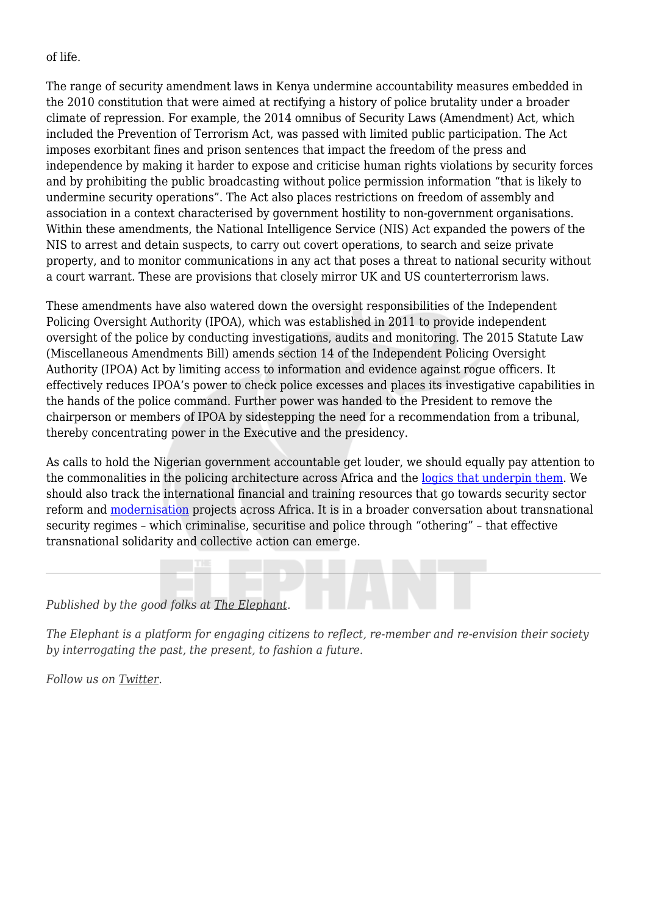of life.

The range of security amendment laws in Kenya undermine accountability measures embedded in the 2010 constitution that were aimed at rectifying a history of police brutality under a broader climate of repression. For example, the 2014 omnibus of Security Laws (Amendment) Act, which included the Prevention of Terrorism Act, was passed with limited public participation. The Act imposes exorbitant fines and prison sentences that impact the freedom of the press and independence by making it harder to expose and criticise human rights violations by security forces and by prohibiting the public broadcasting without police permission information "that is likely to undermine security operations". The Act also places restrictions on freedom of assembly and association in a context characterised by government hostility to non-government organisations. Within these amendments, the National Intelligence Service (NIS) Act expanded the powers of the NIS to arrest and detain suspects, to carry out covert operations, to search and seize private property, and to monitor communications in any act that poses a threat to national security without a court warrant. These are provisions that closely mirror UK and US counterterrorism laws.

These amendments have also watered down the oversight responsibilities of the Independent Policing Oversight Authority (IPOA), which was established in 2011 to provide independent oversight of the police by conducting investigations, audits and monitoring. The 2015 Statute Law (Miscellaneous Amendments Bill) amends section 14 of the Independent Policing Oversight Authority (IPOA) Act by limiting access to information and evidence against rogue officers. It effectively reduces IPOA's power to check police excesses and places its investigative capabilities in the hands of the police command. Further power was handed to the President to remove the chairperson or members of IPOA by sidestepping the need for a recommendation from a tribunal, thereby concentrating power in the Executive and the presidency.

As calls to hold the Nigerian government accountable get louder, we should equally pay attention to the commonalities in the policing architecture across Africa and the logics that underpin them. We should also track the international financial and training resources that go towards security sector reform and modernisation projects across Africa. It is in a broader conversation about transnational security regimes – which criminalise, securitise and police through "othering" – that effective transnational solidarity and collective action can emerge.

---

*Published by the good folks at The Elephant.*

*The Elephant is a platform for engaging citizens to reflect, re-member and re-envision their society by interrogating the past, the present, to fashion a future.*

*Follow us on Twitter.*